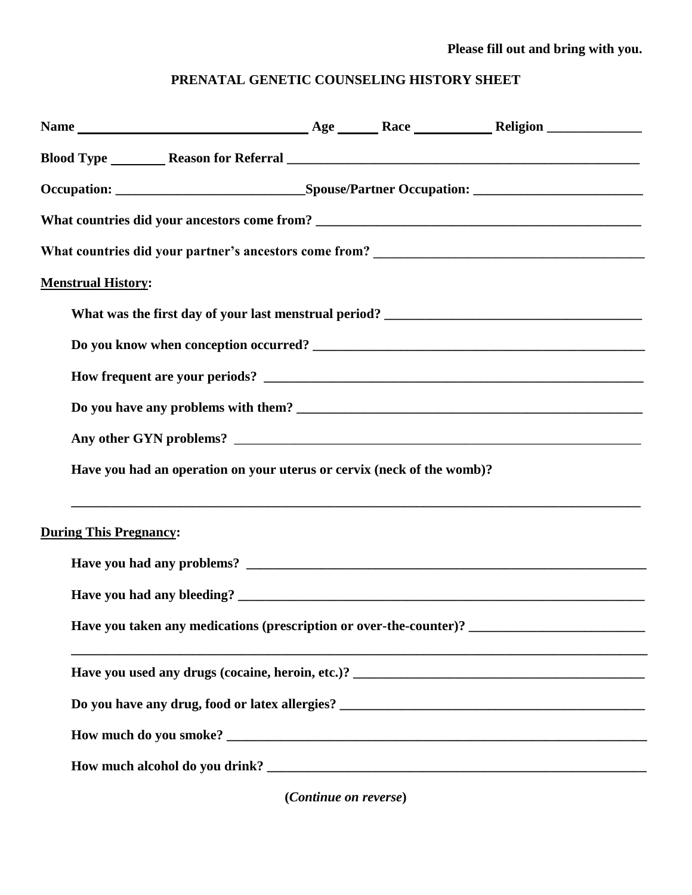**Please fill out and bring with you.**

# PRENATAL GENETIC COUNSELING HISTORY SHEET

**Name** ________________________ **Age** ______ **Race** ___________ **Religion** _____________

**Blood Type** ________ **Reason for Referral** ___________________________________________________

**Occupation:** ___________________________**Spouse/Partner Occupation:** ________________________

**What countries did your ancestors come from?** _______________________________________________

**What countries did your partner's ancestors come from?** ______________________________________

**Menstrual History:**

**What was the first day of your last menstrual period?** ______________________________________

**Do you know when conception occurred?** ___________________________________________________

**How frequent are your periods?** ________________________________________________________

**Do you have any problems with them?** ____________________________________________________

**Any other GYN problems?** _____________________________________________________________

**Have you had an operation on your uterus or cervix (neck of the womb)?**

_______________________________________________________________________________

**During This Pregnancy:**

**Have you had any problems?** __________________________________________________________

**Have you had any bleeding?** __________________________________________________________

**Have you taken any medications (prescription or over-the-counter)?** _________________________

_______________________________________________________________________________

**Have you used any drugs (cocaine, heroin, etc.)?** __________________________________________

**Do you have any drug, food or latex allergies?** ___________________________________________

**How much do you smoke?** ___________________________________________________________

**How much alcohol do you drink?** ______________________________________________________

**(*Continue on reverse*)**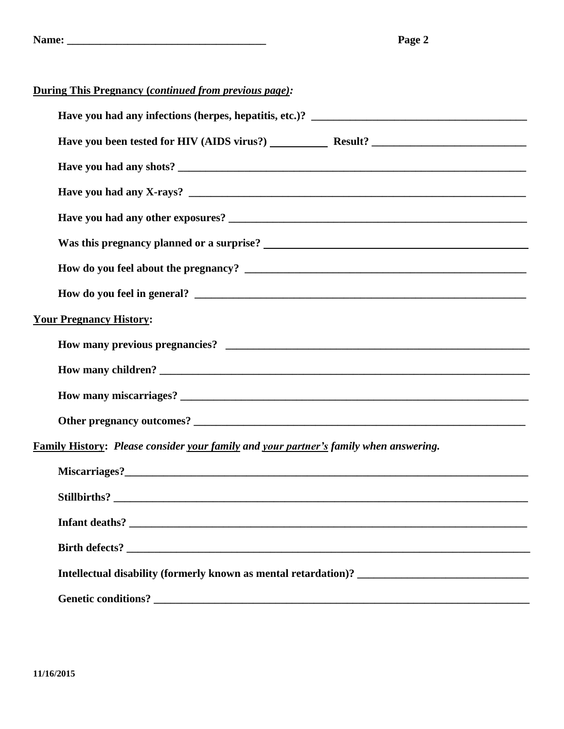Name: ___________________________________

**<u>During This Pregnancy (*continued from previous page*):</u>**

Have you had any infections (herpes, hepatitis, etc.)? ______________________________________

Have you been tested for HIV (AIDS virus?) __________ Result? ___________________________

Have you had any shots? _______________________________________________________________

Have you had any X-rays? ______________________________________________________________

Have you had any other exposures? _____________________________________________________

Was this pregnancy planned or a surprise? _______________________________________________

How do you feel about the pregnancy? ___________________________________________________

How do you feel in general? ___________________________________________________________

**<u>Your Pregnancy History</u>:**

How many previous pregnancies? ________________________________________________________

How many children? ___________________________________________________________________

How many miscarriages? _______________________________________________________________

Other pregnancy outcomes? _____________________________________________________________

**<u>Family History</u>:** ***Please consider <u>your family</u> and <u>your partner's</u> family when answering.***

Miscarriages?___________________________________________________________________________

Stillbirths? _____________________________________________________________________________

Infant deaths? __________________________________________________________________________

Birth defects? ___________________________________________________________________________

Intellectual disability (formerly known as mental retardation)? ______________________________

Genetic conditions? ______________________________________________________________________

11/16/2015